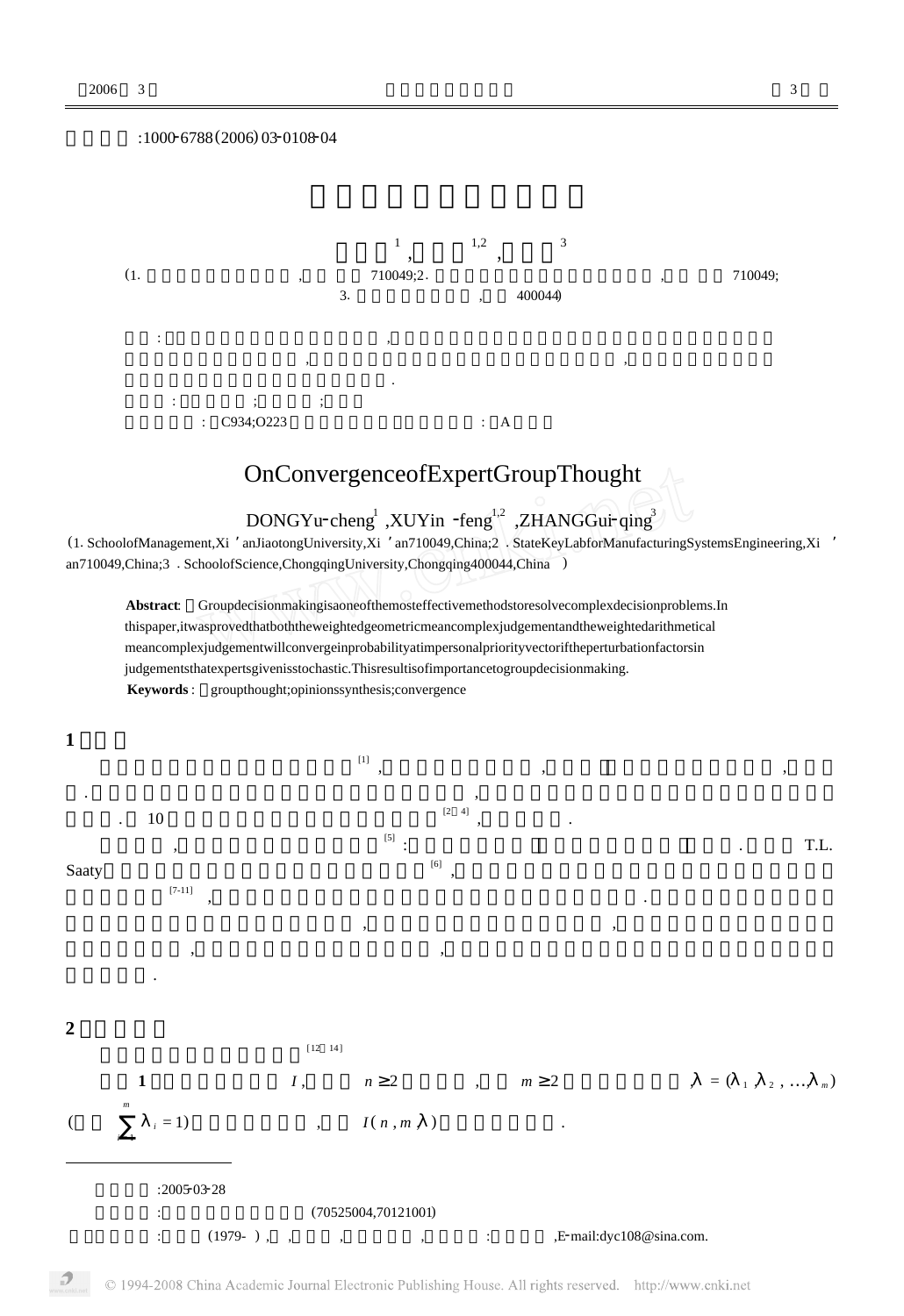:1000-6788(2006)03-0108-04

[1] , [2] [1,2] , [3]

(1. , 710049;2. , 710049; 3. , 400044)

: , , , .

: ; ;

: C934;O223 : A

# OnConvergenceofExpertGroupThought

DONGYu-cheng[1] ,XUYin-feng[1,2] ,ZHANGGui-qing[3]

(1. SchoolofManagement,Xi'anJiaotongUniversity,Xi'an710049,China;2 . StateKeyLabforManufacturingSystemsEngineering,Xi'an710049,China;3 . SchoolofScience,ChongqingUniversity,Chongqing400044,China )

**Abstract**: Groupdecisionmakingisaoneofthemosteffectivemethodstoresolvecomplexdecisionproblems.In thispaper,itwasprovedthatboththeweightedgeometricmeancomplexjudgementandtheweightedarithmetical meancomplexjudgementwillconvergeinprobabilityatimpersonalpriorityvectoriftheperturbationfactorsin judgementsthatexpertsgiveisstochastic.Thisresultisofimportancetogroupdecisionmaking.

**Keywords**: groupthought;opinionssynthesis;convergence

## 1

[1] , , , . , . 10 [2-4] , .

, [5] : . T.L. Saaty [6] , [7-11] , . , , , , .

## 2

[12-14]

**1** $I$ , $n \geq 2$ , $m \geq 2$ , $\lambda = (\lambda_1, \lambda_2, \ldots, \lambda_m)$ ( $\sum_{i=1}^{m} \lambda_i = 1$) , $I(n, m, \lambda)$ .

---

:2005-03-28

: (70525004,70121001)

: (1979- ) , , , , , : ,E-mail:dyc108@sina.com.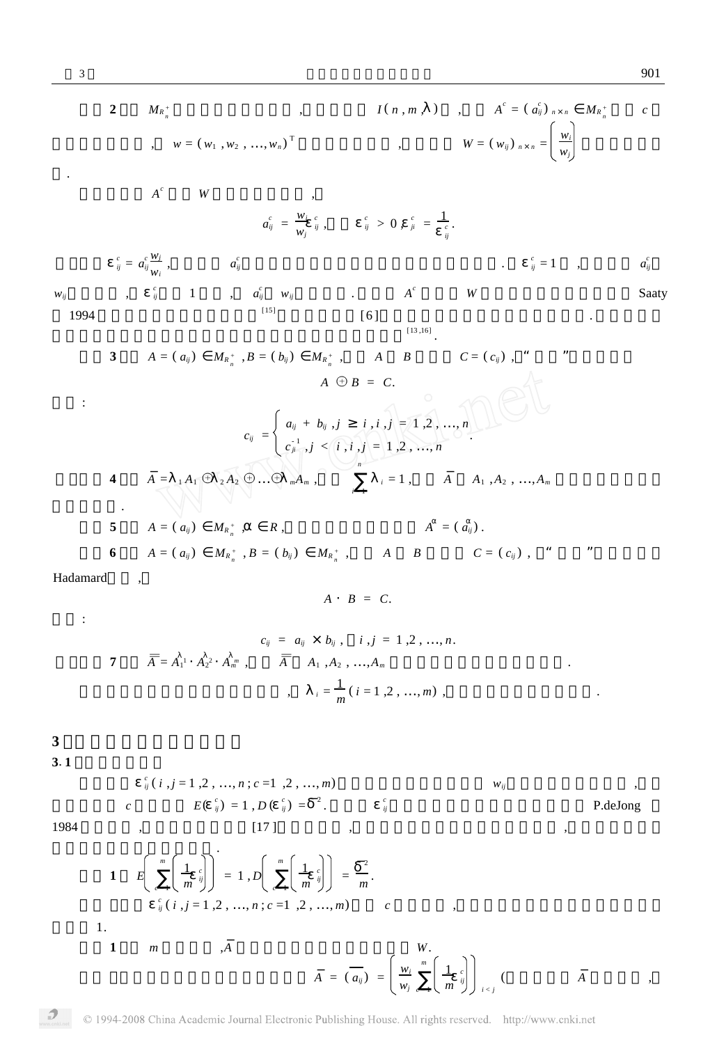**2** $M_{R_n^+}$ , $I(n,m,\lambda)$ , $A^c=(a_{ij}^c)_{n\times n}\in M_{R_n^+}$ $c$

, $w=(w_1,w_2,\ldots,w_n)^{\mathrm{T}}$ , $W=(w_{ij})_{n\times n}=\left(\dfrac{w_i}{w_j}\right)$

.

$A^c$ $W$ ,

$$a_{ij}^c=\frac{w_i}{w_j}\varepsilon_{ij}^c,\quad \varepsilon_{ij}^c>0,\ \varepsilon_{ji}^c=\frac{1}{\varepsilon_{ij}^c}.$$

$\varepsilon_{ij}^c=a_{ij}^c\dfrac{w_j}{w_i}$, $a_{ij}^c$ . $\varepsilon_{ij}^c=1$ , $a_{ij}^c$ $w_{ij}$ , $\varepsilon_{ij}^c$ 1 , $a_{ij}^c$ $w_{ij}$ . $A^c$ $W$ Saaty 1994 [15] [6] . [13,16].

**3** $A=(a_{ij})\in M_{R_n^+}$, $B=(b_{ij})\in M_{R_n^+}$, $A$ $B$ $C=(c_{ij})$, “ ”

$$A\oplus B=C.$$

:

$$c_{ij}=\begin{cases}a_{ij}+b_{ij},\ j\geq i,\ i,j=1,2,\ldots,n\\ c_{ji}^{-1},\ j<i,\ i,j=1,2,\ldots,n\end{cases}.$$

**4** $\bar{A}=\lambda_1A_1\oplus\lambda_2A_2\oplus\cdots\oplus\lambda_mA_m$, $\sum_{i=1}^{n}\lambda_i=1$, $\bar{A}$ $A_1,A_2,\ldots,A_m$

.

**5** $A=(a_{ij})\in M_{R_n^+}$, $\alpha\in R$, $A^\alpha=(a_{ij}^\alpha)$.

**6** $A=(a_{ij})\in M_{R_n^+}$, $B=(b_{ij})\in M_{R_n^+}$, $A$ $B$ $C=(c_{ij})$, “ ”

Hadamard ,

$$A\cdot B=C.$$

:

$$c_{ij}=a_{ij}\times b_{ij},\ i,j=1,2,\ldots,n.$$

**7** $\bar{\bar{A}}=A_1^{\lambda_1}\cdot A_2^{\lambda_2}\cdot A_m^{\lambda_m}$, $\bar{\bar{A}}$ $A_1,A_2,\ldots,A_m$ .

, $\lambda_i=\dfrac{1}{m}(i=1,2,\ldots,m)$, .

## 3

### 3.1

$\varepsilon_{ij}^c(i,j=1,2,\ldots,n;c=1,2,\ldots,m)$ $w_{ij}$ , $c$ $E(\varepsilon_{ij}^c)=1$, $D(\varepsilon_{ij}^c)=\delta^2$. $\varepsilon_{ij}^c$ P.deJong 1984 , [17] , , .

**1** $E\left(\sum_{c=1}^{m}\left(\dfrac{1}{m}\varepsilon_{ij}^c\right)\right)=1$, $D\left(\sum_{c=1}^{m}\left(\dfrac{1}{m}\varepsilon_{ij}^c\right)\right)=\dfrac{\delta^2}{m}$.

$\varepsilon_{ij}^c(i,j=1,2,\ldots,n;c=1,2,\ldots,m)$ $c$ , 1.

**1** $m$ , $\bar{A}$ $W$.

$\bar{A}=(\overline{a_{ij}})=\left(\dfrac{w_i}{w_j}\sum_{c=1}^{m}\left(\dfrac{1}{m}\varepsilon_{ij}^c\right)\right)_{i<j}$ ( $\bar{A}$ ,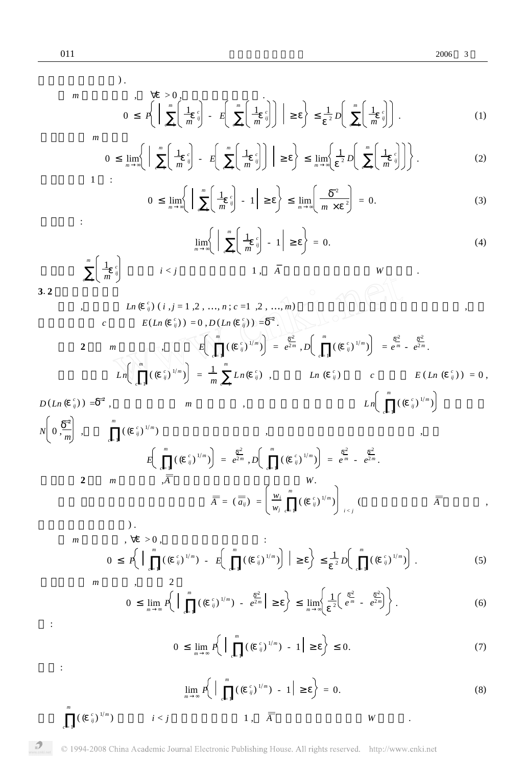）.

$m$ ， $\forall\varepsilon > 0$ ， .

$$0 \le P\left\{\left|\sum_{c=1}^{m}\left(\frac{1}{m}\varepsilon_{ij}^{c}\right) - E\left(\sum_{c=1}^{m}\left(\frac{1}{m}\varepsilon_{ij}^{c}\right)\right)\right| \ge \varepsilon\right\} \le \frac{1}{\varepsilon^{2}} D\left(\sum_{c=1}^{m}\left(\frac{1}{m}\varepsilon_{ij}^{c}\right)\right). \tag{1}$$

$m$

$$0 \le \lim_{m\to\infty}\left\{\left|\sum_{c=1}^{m}\left(\frac{1}{m}\varepsilon_{ij}^{c}\right) - E\left(\sum_{c=1}^{m}\left(\frac{1}{m}\varepsilon_{ij}^{c}\right)\right)\right| \ge \varepsilon\right\} \le \lim_{m\to\infty}\left\{\frac{1}{\varepsilon^{2}} D\left(\sum_{c=1}^{m}\left(\frac{1}{m}\varepsilon_{ij}^{c}\right)\right)\right\}. \tag{2}$$

1 ：

$$0 \le \lim_{m\to\infty}\left\{\left|\sum_{c=1}^{m}\left(\frac{1}{m}\varepsilon_{ij}^{c}\right) - 1\right| \ge \varepsilon\right\} \le \lim_{m\to\infty}\left(\frac{\delta^{2}}{m\times\varepsilon^{2}}\right) = 0. \tag{3}$$

：

$$\lim_{m\to\infty}\left\{\left|\sum_{c=1}^{m}\left(\frac{1}{m}\varepsilon_{ij}^{c}\right) - 1\right| \ge \varepsilon\right\} = 0. \tag{4}$$

$\sum_{c=1}^{m}\left(\frac{1}{m}\varepsilon_{ij}^{c}\right)$ $i < j$ 1， $\bar{A}$ $W$ .

**3.2**

， $Ln(\varepsilon_{ij}^{c})$ $(i, j = 1, 2, \ldots, n; c = 1, 2, \ldots, m)$ ， $c$ $E(Ln(\varepsilon_{ij}^{c})) = 0, D(Ln(\varepsilon_{ij}^{c})) = \delta^{2}$.

**2** $m$ ， $E\left(\prod_{c=1}^{m}((\varepsilon_{ij}^{c})^{1/m})\right) = e^{\frac{\delta^{2}}{2m}}, D\left(\prod_{c=1}^{m}((\varepsilon_{ij}^{c})^{1/m})\right) = e^{\frac{\delta^{2}}{m}} - e^{\frac{\delta^{2}}{2m}}$.

$Ln\left(\prod_{c=1}^{m}((\varepsilon_{ij}^{c})^{1/m})\right) = \frac{1}{m}\sum_{c=1}^{m} Ln(\varepsilon_{ij}^{c})$ ， $Ln(\varepsilon_{ij}^{c})$ $c$ $E(Ln(\varepsilon_{ij}^{c})) = 0$， $D(Ln(\varepsilon_{ij}^{c})) = \delta^{2}$， $m$ ， $Ln\left(\prod_{c=1}^{m}((\varepsilon_{ij}^{c})^{1/m})\right)$ $N\left(0, \frac{\delta^{2}}{m}\right)$ ， $\prod_{c=1}^{m}((\varepsilon_{ij}^{c})^{1/m})$ ， ，

$$E\left(\prod_{c=1}^{m}((\varepsilon_{ij}^{c})^{1/m})\right) = e^{\frac{\delta^{2}}{2m}}, D\left(\prod_{c=1}^{m}((\varepsilon_{ij}^{c})^{1/m})\right) = e^{\frac{\delta^{2}}{m}} - e^{\frac{\delta^{2}}{2m}}.$$

**2** $m$ ， $\bar{\bar{A}}$ $W$.

$\bar{\bar{A}} = (\bar{\bar{a}}_{ij}) = \left(\frac{w_i}{w_j}\prod_{c=1}^{m}((\varepsilon_{ij}^{c})^{1/m})\right)_{i<j}$ （ $\bar{\bar{A}}$ ， ）.

$m$ ， $\forall\varepsilon > 0$， ：

$$0 \le P\left\{\left|\prod_{c=1}^{m}((\varepsilon_{ij}^{c})^{1/m}) - E\left(\prod_{c=1}^{m}((\varepsilon_{ij}^{c})^{1/m})\right)\right| \ge \varepsilon\right\} \le \frac{1}{\varepsilon^{2}} D\left(\prod_{c=1}^{m}((\varepsilon_{ij}^{c})^{1/m})\right). \tag{5}$$

$m$ ， 2

$$0 \le \lim_{m\to\infty} P\left\{\left|\prod_{c=1}^{m}((\varepsilon_{ij}^{c})^{1/m}) - e^{\frac{\delta^{2}}{2m}}\right| \ge \varepsilon\right\} \le \lim_{m\to\infty}\left\{\frac{1}{\varepsilon^{2}}\left(e^{\frac{\delta^{2}}{m}} - e^{\frac{\delta^{2}}{2m}}\right)\right\}. \tag{6}$$

：

$$0 \le \lim_{m\to\infty} P\left\{\left|\prod_{c=1}^{m}((\varepsilon_{ij}^{c})^{1/m}) - 1\right| \ge \varepsilon\right\} \le 0. \tag{7}$$

：

$$\lim_{m\to\infty} P\left\{\left|\prod_{c=1}^{m}((\varepsilon_{ij}^{c})^{1/m}) - 1\right| \ge \varepsilon\right\} = 0. \tag{8}$$

$\prod_{c=1}^{m}((\varepsilon_{ij}^{c})^{1/m})$ $i < j$ 1， $\bar{\bar{A}}$ $W$ .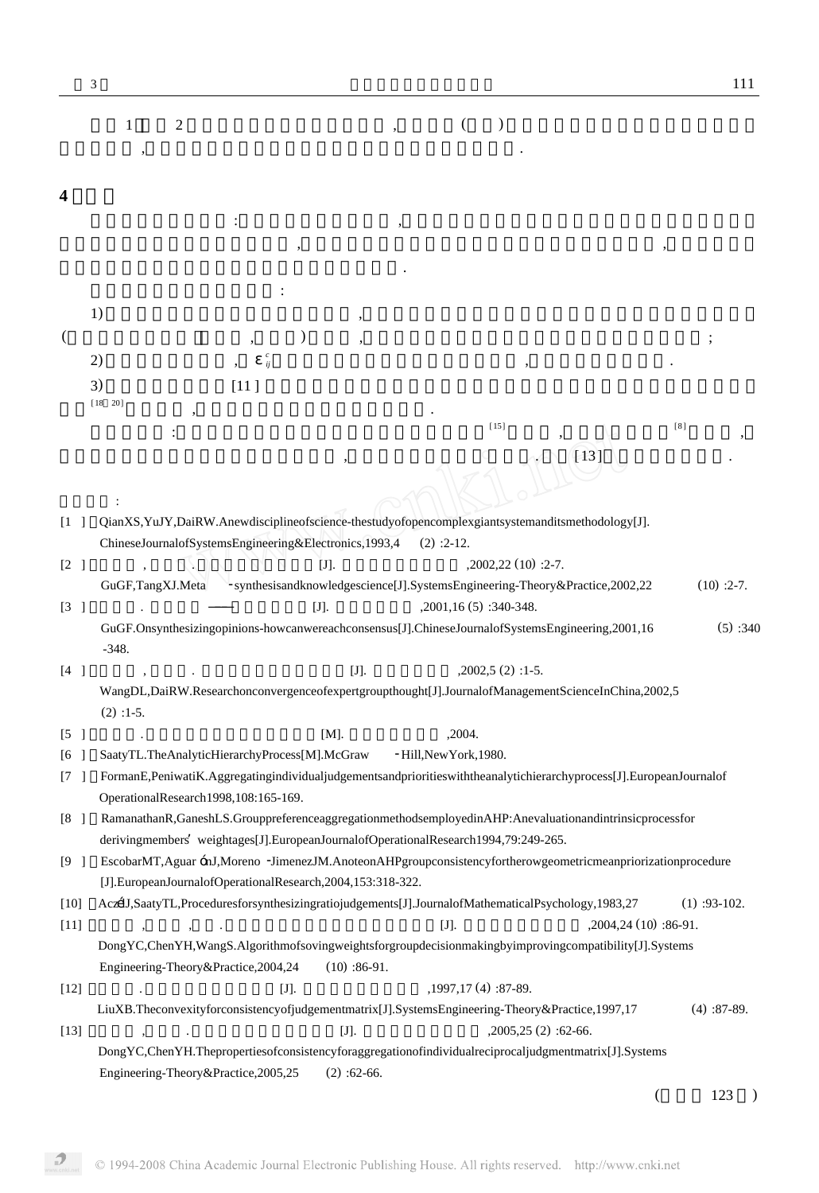1 2 , ( ) ,
.

**4**

: ,
, ,
.

:

1) ,
( , ) , ;

2) , $\varepsilon_{ij}^{c}$ , .

3) [11]
[18 20] , .

: [15] , [8] ,
, . [13] .

:

[1] QianXS,YuJY,DaiRW.Anewdisciplineofscience-thestudyofopencomplexgiantsystemanditsmethodology[J].ChineseJournalofSystemsEngineering&Electronics,1993,4 (2):2-12.

[2] , . [J]. ,2002,22(10):2-7.
GuGF,TangXJ.Meta-synthesisandknowledgescience[J].SystemsEngineering-Theory&Practice,2002,22 (10):2-7.

[3] . —— [J]. ,2001,16(5):340-348.
GuGF.Onsynthesizingopinions-howcanwereachconsensus[J].ChineseJournalofSystemsEngineering,2001,16 (5):340-348.

[4] , . [J]. ,2002,5(2):1-5.
WangDL,DaiRW.Researchonconvergenceofexpertgroupthought[J].JournalofManagementScienceInChina,2002,5 (2):1-5.

[5] . [M]. ,2004.

[6] SaatyTL.TheAnalyticHierarchyProcess[M].McGraw-Hill,NewYork,1980.

[7] FormanE,PeniwatiK.Aggregatingindividualjudgementsandprioritieswiththeanalytichierarchyprocess[J].EuropeanJournalofOperationalResearch1998,108:165-169.

[8] RamanathanR,GaneshLS.GrouppreferenceaggregationmethodsemployedinAHP:Anevaluationandintrinsicprocessforderivingmembers' weightages[J].EuropeanJournalofOperationalResearch1994,79:249-265.

[9] EscobarMT,AguarónJ,Moreno-JimenezJM.AnoteonAHPgroupconsistencyfortherowgeometricmeanpriorizationprocedure[J].EuropeanJournalofOperationalResearch,2004,153:318-322.

[10] AczélJ,SaatyTL,Proceduresforsynthesizingratiojudgements[J].JournalofMathematicalPsychology,1983,27 (1):93-102.

[11] , , . [J]. ,2004,24(10):86-91.
DongYC,ChenYH,WangS.Algorithmofsovingweightsforgroupdecisionmakingbyimprovingcompatibility[J].SystemsEngineering-Theory&Practice,2004,24 (10):86-91.

[12] . [J]. ,1997,17(4):87-89.
LiuXB.Theconvexityforconsistencyofjudgementmatrix[J].SystemsEngineering-Theory&Practice,1997,17 (4):87-89.

[13] , . [J]. ,2005,25(2):62-66.
DongYC,ChenYH.Thepropertiesofconsistencyforaggregationofindividualreciprocaljudgmentmatrix[J].SystemsEngineering-Theory&Practice,2005,25 (2):62-66.

( 123 )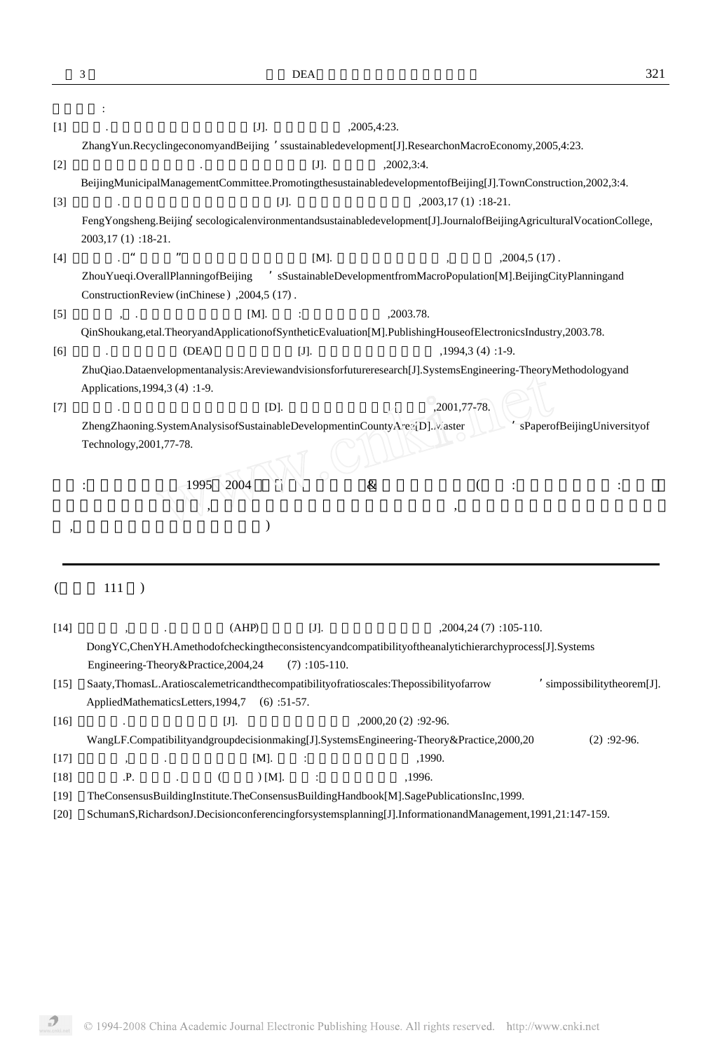参考文献:

[1] 张 .                              [J].              ,2005,4:23.

ZhangYun.RecyclingeconomyandBeijing ’ssustainabledevelopment[J].ResearchonMacroEconomy,2005,4:23.

[2]                         .                        [J].            ,2002,3:4.

BeijingMunicipalManagementCommittee.PromotingthesustainabledevelopmentofBeijing[J].TownConstruction,2002,3:4.

[3]          .                              [J].                          ,2003,17 (1) :18-21.

FengYongsheng.Beijing' secologicalenvironmentandsustainabledevelopment[J].JournalofBeijingAgriculturalVocationCollege, 2003,17 (1) :18-21.

[4]          . "        "                          [M].                          ,           ,2004,5 (17) .

ZhouYueqi.OverallPlanningofBeijing ’ sSustainableDevelopmentfromMacroPopulation[M].BeijingCityPlanningand ConstructionReview (inChinese ) ,2004,5 (17) .

[5]          ,  .                         [M].        :                ,2003.78.

QinShoukang,etal.TheoryandApplicationofSyntheticEvaluation[M].PublishingHouseofElectronicsIndustry,2003.78.

[6]          .           (DEA)                 [J].                           ,1994,3 (4) :1-9.

ZhuQiao.Dataenvelopmentanalysis:Areviewandvisionsforfutureresearch[J].SystemsEngineering-TheoryMethodologyand Applications,1994,3 (4) :1-9.

[7]          .                              [D].                          ,2001,77-78.

ZhengZhaoning.SystemAnalysisofSustainableDevelopmentinCountyArea[D].Master ’ sPaperofBeijingUniversityof Technology,2001,77-78.

附录:              1995  2004                  &                   (      :                   :

                                ,                                            ,

,                                    )

---

(上接第 111 页)

[14]            ,          .              (AHP)               [J].                          ,2004,24 (7) :105-110.

DongYC,ChenYH.Amethodofcheckingtheconsistencyandcompatibilityoftheanalytichierarchyprocess[J].Systems Engineering-Theory&Practice,2004,24 (7) :105-110.

[15] Saaty,ThomasL.Aratioscalemetricandthecompatibilityofratioscales:Thepossibilityofarrow ’ simpossibilitytheorem[J]. AppliedMathematicsLetters,1994,7 (6) :51-57.

[16]          .                     [J].                       ,2000,20 (2) :92-96.

WangLF.Compatibilityandgroupdecisionmaking[J].SystemsEngineering-Theory&Practice,2000,20 (2) :92-96.

[17]            ,          .                  [M].        :                     ,1990.

[18]          .P.        .        (        ) [M].        :                  ,1996.

[19] TheConsensusBuildingInstitute.TheConsensusBuildingHandbook[M].SagePublicationsInc,1999.

[20] SchumanS,RichardsonJ.Decisionconferencingforsystemsplanning[J].InformationandManagement,1991,21:147-159.